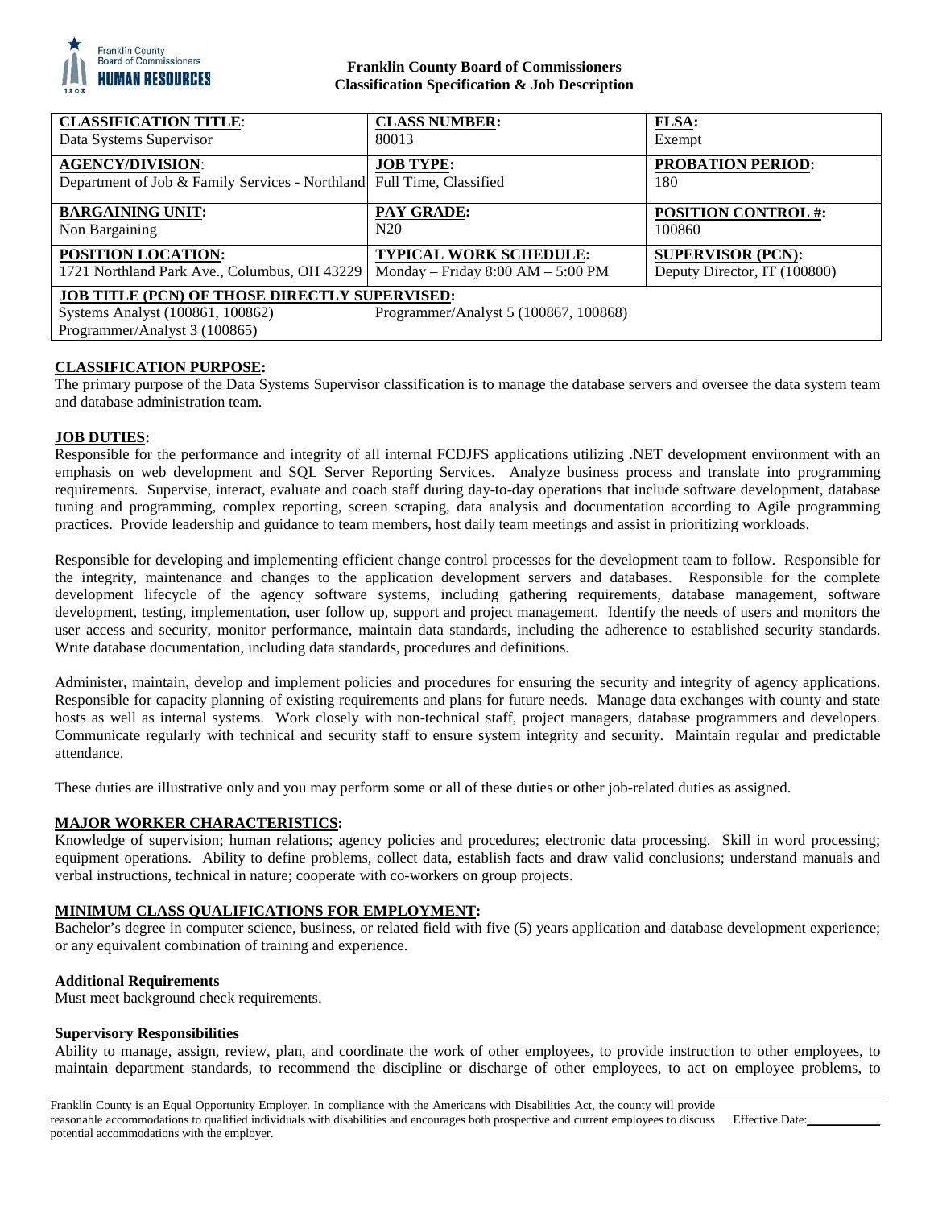**Franklin County Board of Commissioners**
**Classification Specification & Job Description**

| **CLASSIFICATION TITLE**: | **CLASS NUMBER:** | **FLSA:** |
|---|---|---|
| Data Systems Supervisor | 80013 | Exempt |
| **AGENCY/DIVISION**: | **JOB TYPE:** | **PROBATION PERIOD:** |
| Department of Job & Family Services - Northland | Full Time, Classified | 180 |
| **BARGAINING UNIT:** | **PAY GRADE:** | **POSITION CONTROL #:** |
| Non Bargaining | N20 | 100860 |
| **POSITION LOCATION:** | **TYPICAL WORK SCHEDULE:** | **SUPERVISOR (PCN):** |
| 1721 Northland Park Ave., Columbus, OH 43229 | Monday – Friday 8:00 AM – 5:00 PM | Deputy Director, IT (100800) |
| **JOB TITLE (PCN) OF THOSE DIRECTLY SUPERVISED:** | | |
| Systems Analyst (100861, 100862) | Programmer/Analyst 5 (100867, 100868) | |
| Programmer/Analyst 3 (100865) | | |

**CLASSIFICATION PURPOSE:**

The primary purpose of the Data Systems Supervisor classification is to manage the database servers and oversee the data system team and database administration team.

**JOB DUTIES:**

Responsible for the performance and integrity of all internal FCDJFS applications utilizing .NET development environment with an emphasis on web development and SQL Server Reporting Services. Analyze business process and translate into programming requirements. Supervise, interact, evaluate and coach staff during day-to-day operations that include software development, database tuning and programming, complex reporting, screen scraping, data analysis and documentation according to Agile programming practices. Provide leadership and guidance to team members, host daily team meetings and assist in prioritizing workloads.

Responsible for developing and implementing efficient change control processes for the development team to follow. Responsible for the integrity, maintenance and changes to the application development servers and databases. Responsible for the complete development lifecycle of the agency software systems, including gathering requirements, database management, software development, testing, implementation, user follow up, support and project management. Identify the needs of users and monitors the user access and security, monitor performance, maintain data standards, including the adherence to established security standards. Write database documentation, including data standards, procedures and definitions.

Administer, maintain, develop and implement policies and procedures for ensuring the security and integrity of agency applications. Responsible for capacity planning of existing requirements and plans for future needs. Manage data exchanges with county and state hosts as well as internal systems. Work closely with non-technical staff, project managers, database programmers and developers. Communicate regularly with technical and security staff to ensure system integrity and security. Maintain regular and predictable attendance.

These duties are illustrative only and you may perform some or all of these duties or other job-related duties as assigned.

**MAJOR WORKER CHARACTERISTICS:**

Knowledge of supervision; human relations; agency policies and procedures; electronic data processing. Skill in word processing; equipment operations. Ability to define problems, collect data, establish facts and draw valid conclusions; understand manuals and verbal instructions, technical in nature; cooperate with co-workers on group projects.

**MINIMUM CLASS QUALIFICATIONS FOR EMPLOYMENT:**

Bachelor's degree in computer science, business, or related field with five (5) years application and database development experience; or any equivalent combination of training and experience.

**Additional Requirements**

Must meet background check requirements.

**Supervisory Responsibilities**

Ability to manage, assign, review, plan, and coordinate the work of other employees, to provide instruction to other employees, to maintain department standards, to recommend the discipline or discharge of other employees, to act on employee problems, to

Franklin County is an Equal Opportunity Employer. In compliance with the Americans with Disabilities Act, the county will provide reasonable accommodations to qualified individuals with disabilities and encourages both prospective and current employees to discuss potential accommodations with the employer.

Effective Date:___________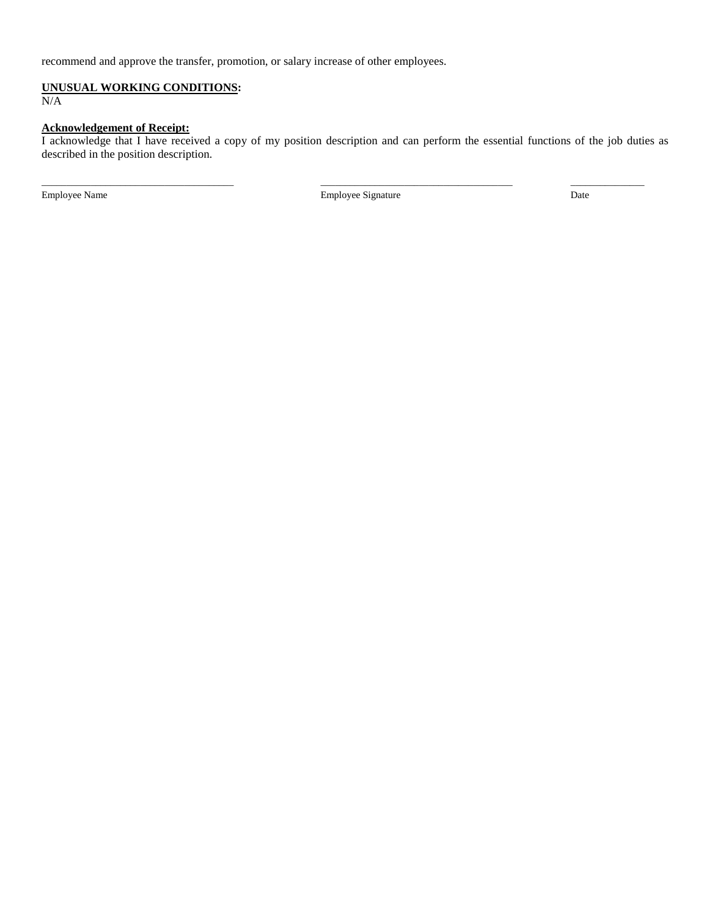recommend and approve the transfer, promotion, or salary increase of other employees.

**UNUSUAL WORKING CONDITIONS:**
N/A

**Acknowledgement of Receipt:**
I acknowledge that I have received a copy of my position description and can perform the essential functions of the job duties as described in the position description.

| | | |
|---|---|---|
| ____________________________________ | ____________________________________ | ______________ |
| Employee Name | Employee Signature | Date |